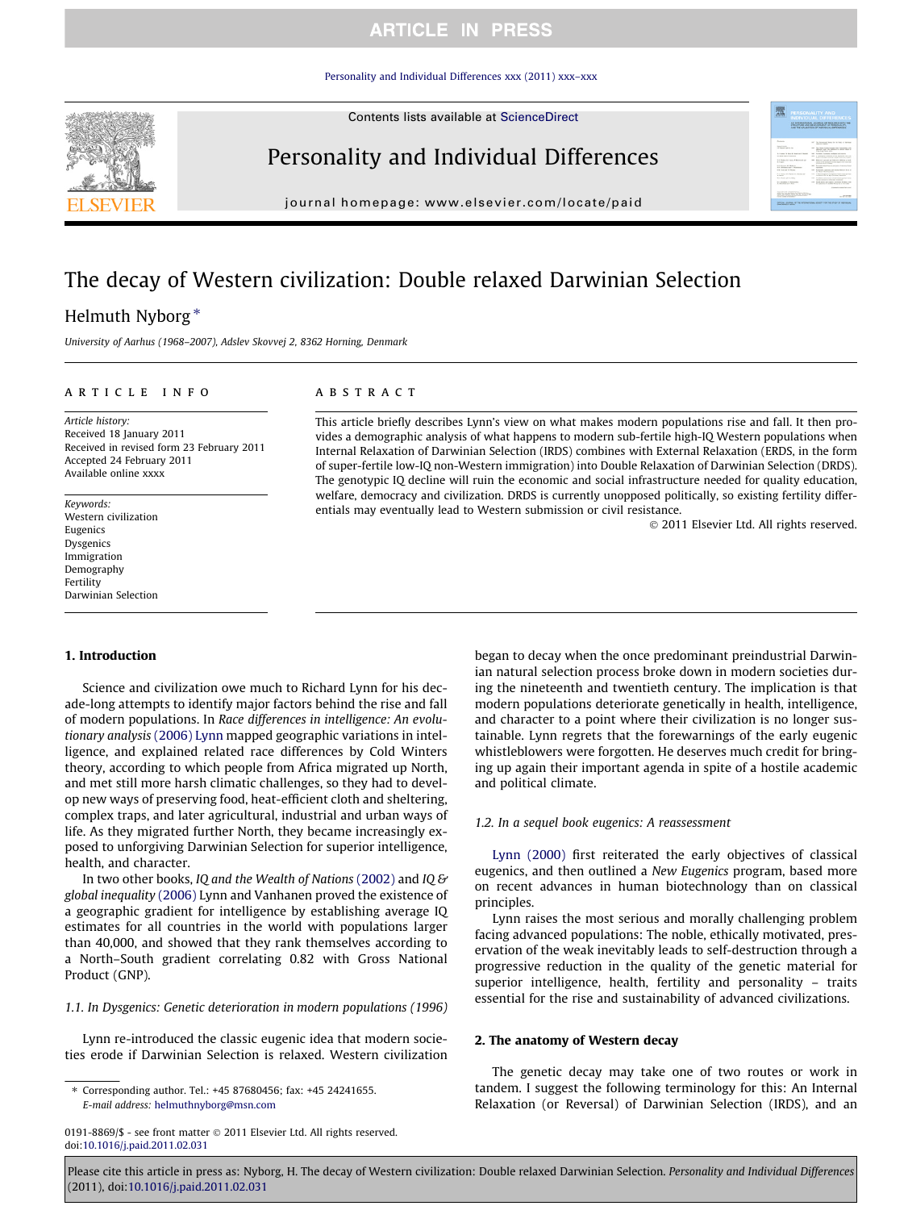# The decay of Western civilization: Double relaxed Darwinian Selection

Helmuth Nyborg *

*University of Aarhus (1968–2007), Adslev Skovvej 2, 8362 Horning, Denmark*

## ARTICLE INFO

*Article history:*
Received 18 January 2011
Received in revised form 23 February 2011
Accepted 24 February 2011
Available online xxxx

*Keywords:*
Western civilization
Eugenics
Dysgenics
Immigration
Demography
Fertility
Darwinian Selection

## ABSTRACT

This article briefly describes Lynn's view on what makes modern populations rise and fall. It then provides a demographic analysis of what happens to modern sub-fertile high-IQ Western populations when Internal Relaxation of Darwinian Selection (IRDS) combines with External Relaxation (ERDS, in the form of super-fertile low-IQ non-Western immigration) into Double Relaxation of Darwinian Selection (DRDS). The genotypic IQ decline will ruin the economic and social infrastructure needed for quality education, welfare, democracy and civilization. DRDS is currently unopposed politically, so existing fertility differentials may eventually lead to Western submission or civil resistance.

© 2011 Elsevier Ltd. All rights reserved.

## 1. Introduction

Science and civilization owe much to Richard Lynn for his decade-long attempts to identify major factors behind the rise and fall of modern populations. In *Race differences in intelligence: An evolutionary analysis* (2006) Lynn mapped geographic variations in intelligence, and explained related race differences by Cold Winters theory, according to which people from Africa migrated up North, and met still more harsh climatic challenges, so they had to develop new ways of preserving food, heat-efficient cloth and sheltering, complex traps, and later agricultural, industrial and urban ways of life. As they migrated further North, they became increasingly exposed to unforgiving Darwinian Selection for superior intelligence, health, and character.

In two other books, *IQ and the Wealth of Nations* (2002) and *IQ & global inequality* (2006) Lynn and Vanhanen proved the existence of a geographic gradient for intelligence by establishing average IQ estimates for all countries in the world with populations larger than 40,000, and showed that they rank themselves according to a North–South gradient correlating 0.82 with Gross National Product (GNP).

### 1.1. In Dysgenics: Genetic deterioration in modern populations (1996)

Lynn re-introduced the classic eugenic idea that modern societies erode if Darwinian Selection is relaxed. Western civilization began to decay when the once predominant preindustrial Darwinian natural selection process broke down in modern societies during the nineteenth and twentieth century. The implication is that modern populations deteriorate genetically in health, intelligence, and character to a point where their civilization is no longer sustainable. Lynn regrets that the forewarnings of the early eugenic whistleblowers were forgotten. He deserves much credit for bringing up again their important agenda in spite of a hostile academic and political climate.

### 1.2. In a sequel book eugenics: A reassessment

Lynn (2000) first reiterated the early objectives of classical eugenics, and then outlined a *New Eugenics* program, based more on recent advances in human biotechnology than on classical principles.

Lynn raises the most serious and morally challenging problem facing advanced populations: The noble, ethically motivated, preservation of the weak inevitably leads to self-destruction through a progressive reduction in the quality of the genetic material for superior intelligence, health, fertility and personality – traits essential for the rise and sustainability of advanced civilizations.

## 2. The anatomy of Western decay

The genetic decay may take one of two routes or work in tandem. I suggest the following terminology for this: An Internal Relaxation (or Reversal) of Darwinian Selection (IRDS), and an

---

* Corresponding author. Tel.: +45 87680456; fax: +45 24241655.
*E-mail address:* helmuthnyborg@msn.com

0191-8869/$ - see front matter © 2011 Elsevier Ltd. All rights reserved.
doi:10.1016/j.paid.2011.02.031

Please cite this article in press as: Nyborg, H. The decay of Western civilization: Double relaxed Darwinian Selection. *Personality and Individual Differences* (2011), doi:10.1016/j.paid.2011.02.031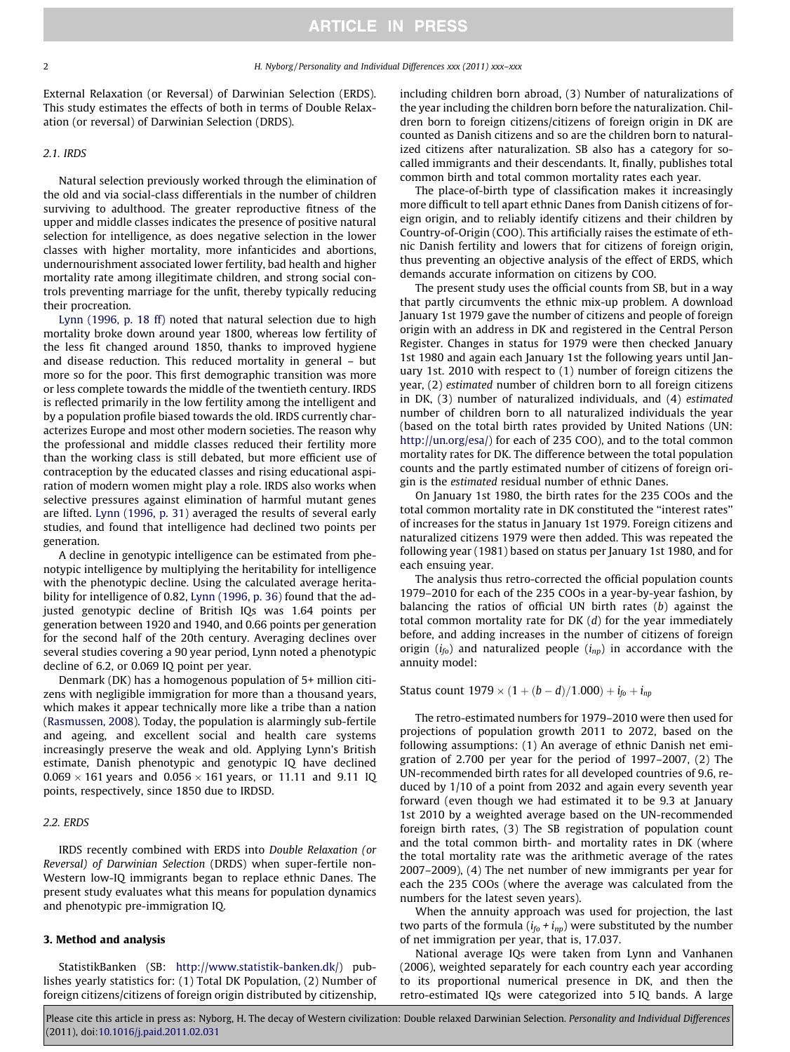External Relaxation (or Reversal) of Darwinian Selection (ERDS). This study estimates the effects of both in terms of Double Relaxation (or reversal) of Darwinian Selection (DRDS).

### 2.1. IRDS

Natural selection previously worked through the elimination of the old and via social-class differentials in the number of children surviving to adulthood. The greater reproductive fitness of the upper and middle classes indicates the presence of positive natural selection for intelligence, as does negative selection in the lower classes with higher mortality, more infanticides and abortions, undernourishment associated lower fertility, bad health and higher mortality rate among illegitimate children, and strong social controls preventing marriage for the unfit, thereby typically reducing their procreation.

Lynn (1996, p. 18 ff) noted that natural selection due to high mortality broke down around year 1800, whereas low fertility of the less fit changed around 1850, thanks to improved hygiene and disease reduction. This reduced mortality in general – but more so for the poor. This first demographic transition was more or less complete towards the middle of the twentieth century. IRDS is reflected primarily in the low fertility among the intelligent and by a population profile biased towards the old. IRDS currently characterizes Europe and most other modern societies. The reason why the professional and middle classes reduced their fertility more than the working class is still debated, but more efficient use of contraception by the educated classes and rising educational aspiration of modern women might play a role. IRDS also works when selective pressures against elimination of harmful mutant genes are lifted. Lynn (1996, p. 31) averaged the results of several early studies, and found that intelligence had declined two points per generation.

A decline in genotypic intelligence can be estimated from phenotypic intelligence by multiplying the heritability for intelligence with the phenotypic decline. Using the calculated average heritability for intelligence of 0.82, Lynn (1996, p. 36) found that the adjusted genotypic decline of British IQs was 1.64 points per generation between 1920 and 1940, and 0.66 points per generation for the second half of the 20th century. Averaging declines over several studies covering a 90 year period, Lynn noted a phenotypic decline of 6.2, or 0.069 IQ point per year.

Denmark (DK) has a homogenous population of 5+ million citizens with negligible immigration for more than a thousand years, which makes it appear technically more like a tribe than a nation (Rasmussen, 2008). Today, the population is alarmingly sub-fertile and ageing, and excellent social and health care systems increasingly preserve the weak and old. Applying Lynn's British estimate, Danish phenotypic and genotypic IQ have declined $0.069 \times 161$ years and $0.056 \times 161$ years, or 11.11 and 9.11 IQ points, respectively, since 1850 due to IRDSD.

### 2.2. ERDS

IRDS recently combined with ERDS into *Double Relaxation (or Reversal) of Darwinian Selection* (DRDS) when super-fertile non-Western low-IQ immigrants began to replace ethnic Danes. The present study evaluates what this means for population dynamics and phenotypic pre-immigration IQ.

## 3. Method and analysis

StatistikBanken (SB: http://www.statistik-banken.dk/) publishes yearly statistics for: (1) Total DK Population, (2) Number of foreign citizens/citizens of foreign origin distributed by citizenship, including children born abroad, (3) Number of naturalizations of the year including the children born before the naturalization. Children born to foreign citizens/citizens of foreign origin in DK are counted as Danish citizens and so are the children born to naturalized citizens after naturalization. SB also has a category for so-called immigrants and their descendants. It, finally, publishes total common birth and total common mortality rates each year.

The place-of-birth type of classification makes it increasingly more difficult to tell apart ethnic Danes from Danish citizens of foreign origin, and to reliably identify citizens and their children by Country-of-Origin (COO). This artificially raises the estimate of ethnic Danish fertility and lowers that for citizens of foreign origin, thus preventing an objective analysis of the effect of ERDS, which demands accurate information on citizens by COO.

The present study uses the official counts from SB, but in a way that partly circumvents the ethnic mix-up problem. A download January 1st 1979 gave the number of citizens and people of foreign origin with an address in DK and registered in the Central Person Register. Changes in status for 1979 were then checked January 1st 1980 and again each January 1st the following years until January 1st. 2010 with respect to (1) number of foreign citizens the year, (2) *estimated* number of children born to all foreign citizens in DK, (3) number of naturalized individuals, and (4) *estimated* number of children born to all naturalized individuals the year (based on the total birth rates provided by United Nations (UN: http://un.org/esa/) for each of 235 COO), and to the total common mortality rates for DK. The difference between the total population counts and the partly estimated number of citizens of foreign origin is the *estimated* residual number of ethnic Danes.

On January 1st 1980, the birth rates for the 235 COOs and the total common mortality rate in DK constituted the "interest rates" of increases for the status in January 1st 1979. Foreign citizens and naturalized citizens 1979 were then added. This was repeated the following year (1981) based on status per January 1st 1980, and for each ensuing year.

The analysis thus retro-corrected the official population counts 1979–2010 for each of the 235 COOs in a year-by-year fashion, by balancing the ratios of official UN birth rates ($b$) against the total common mortality rate for DK ($d$) for the year immediately before, and adding increases in the number of citizens of foreign origin ($i_{fo}$) and naturalized people ($i_{np}$) in accordance with the annuity model:

$$\text{Status count 1979} \times (1 + (b - d)/1.000) + i_{fo} + i_{np}$$

The retro-estimated numbers for 1979–2010 were then used for projections of population growth 2011 to 2072, based on the following assumptions: (1) An average of ethnic Danish net emigration of 2.700 per year for the period of 1997–2007, (2) The UN-recommended birth rates for all developed countries of 9.6, reduced by 1/10 of a point from 2032 and again every seventh year forward (even though we had estimated it to be 9.3 at January 1st 2010 by a weighted average based on the UN-recommended foreign birth rates, (3) The SB registration of population count and the total common birth- and mortality rates in DK (where the total mortality rate was the arithmetic average of the rates 2007–2009), (4) The net number of new immigrants per year for each the 235 COOs (where the average was calculated from the numbers for the latest seven years).

When the annuity approach was used for projection, the last two parts of the formula ($i_{fo} + i_{np}$) were substituted by the number of net immigration per year, that is, 17.037.

National average IQs were taken from Lynn and Vanhanen (2006), weighted separately for each country each year according to its proportional numerical presence in DK, and then the retro-estimated IQs were categorized into 5 IQ bands. A large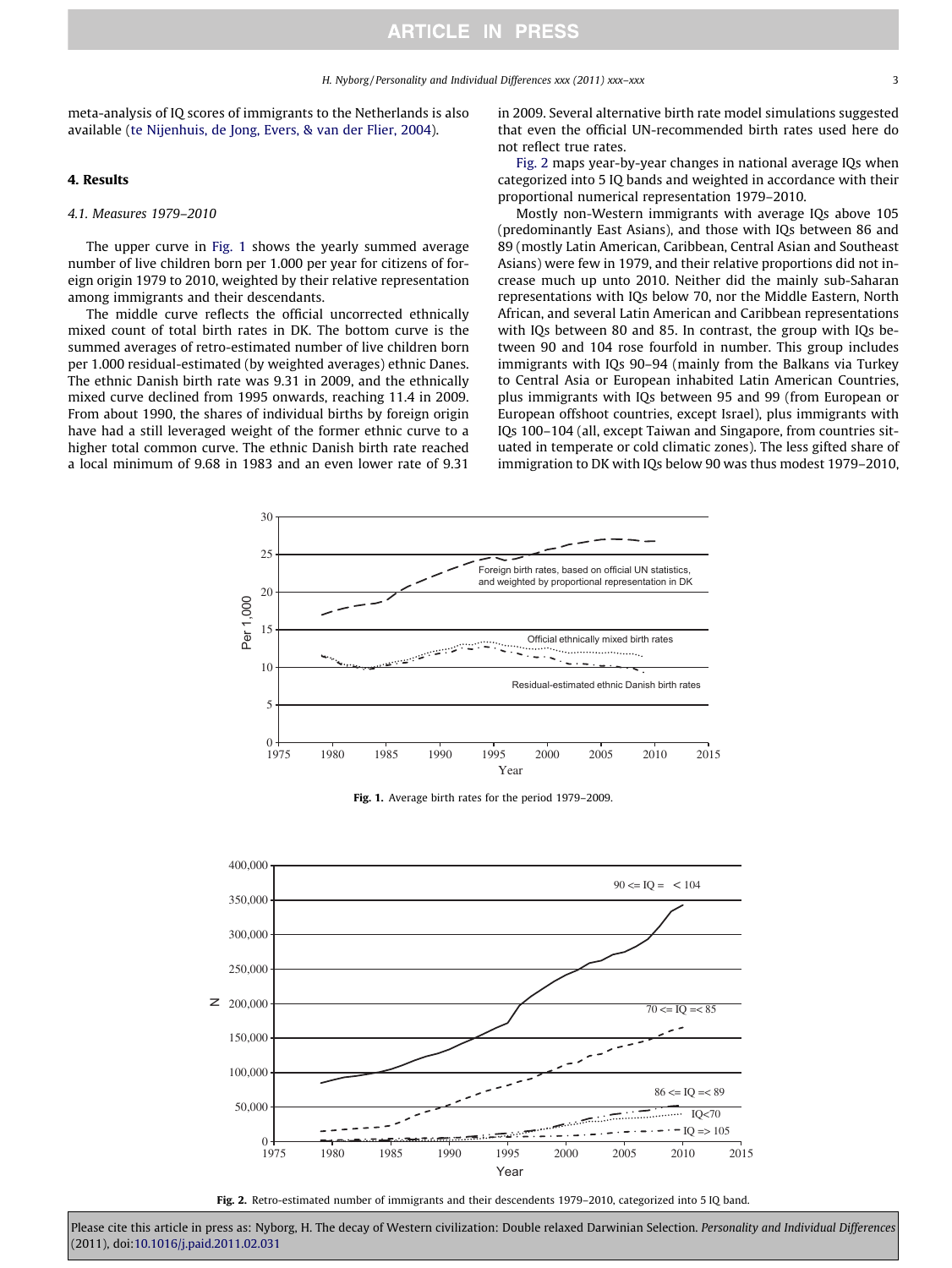meta-analysis of IQ scores of immigrants to the Netherlands is also available (te Nijenhuis, de Jong, Evers, & van der Flier, 2004).

## 4. Results

### 4.1. Measures 1979–2010

The upper curve in Fig. 1 shows the yearly summed average number of live children born per 1.000 per year for citizens of foreign origin 1979 to 2010, weighted by their relative representation among immigrants and their descendants.

The middle curve reflects the official uncorrected ethnically mixed count of total birth rates in DK. The bottom curve is the summed averages of retro-estimated number of live children born per 1.000 residual-estimated (by weighted averages) ethnic Danes. The ethnic Danish birth rate was 9.31 in 2009, and the ethnically mixed curve declined from 1995 onwards, reaching 11.4 in 2009. From about 1990, the shares of individual births by foreign origin have had a still leveraged weight of the former ethnic curve to a higher total common curve. The ethnic Danish birth rate reached a local minimum of 9.68 in 1983 and an even lower rate of 9.31 in 2009. Several alternative birth rate model simulations suggested that even the official UN-recommended birth rates used here do not reflect true rates.

Fig. 2 maps year-by-year changes in national average IQs when categorized into 5 IQ bands and weighted in accordance with their proportional numerical representation 1979–2010.

Mostly non-Western immigrants with average IQs above 105 (predominantly East Asians), and those with IQs between 86 and 89 (mostly Latin American, Caribbean, Central Asian and Southeast Asians) were few in 1979, and their relative proportions did not increase much up unto 2010. Neither did the mainly sub-Saharan representations with IQs below 70, nor the Middle Eastern, North African, and several Latin American and Caribbean representations with IQs between 80 and 85. In contrast, the group with IQs between 90 and 104 rose fourfold in number. This group includes immigrants with IQs 90–94 (mainly from the Balkans via Turkey to Central Asia or European inhabited Latin American Countries, plus immigrants with IQs between 95 and 99 (from European or European offshoot countries, except Israel), plus immigrants with IQs 100–104 (all, except Taiwan and Singapore, from countries situated in temperate or cold climatic zones). The less gifted share of immigration to DK with IQs below 90 was thus modest 1979–2010,

**Fig. 1.** Average birth rates for the period 1979–2009.

**Fig. 2.** Retro-estimated number of immigrants and their descendents 1979–2010, categorized into 5 IQ band.

Please cite this article in press as: Nyborg, H. The decay of Western civilization: Double relaxed Darwinian Selection. *Personality and Individual Differences* (2011), doi:10.1016/j.paid.2011.02.031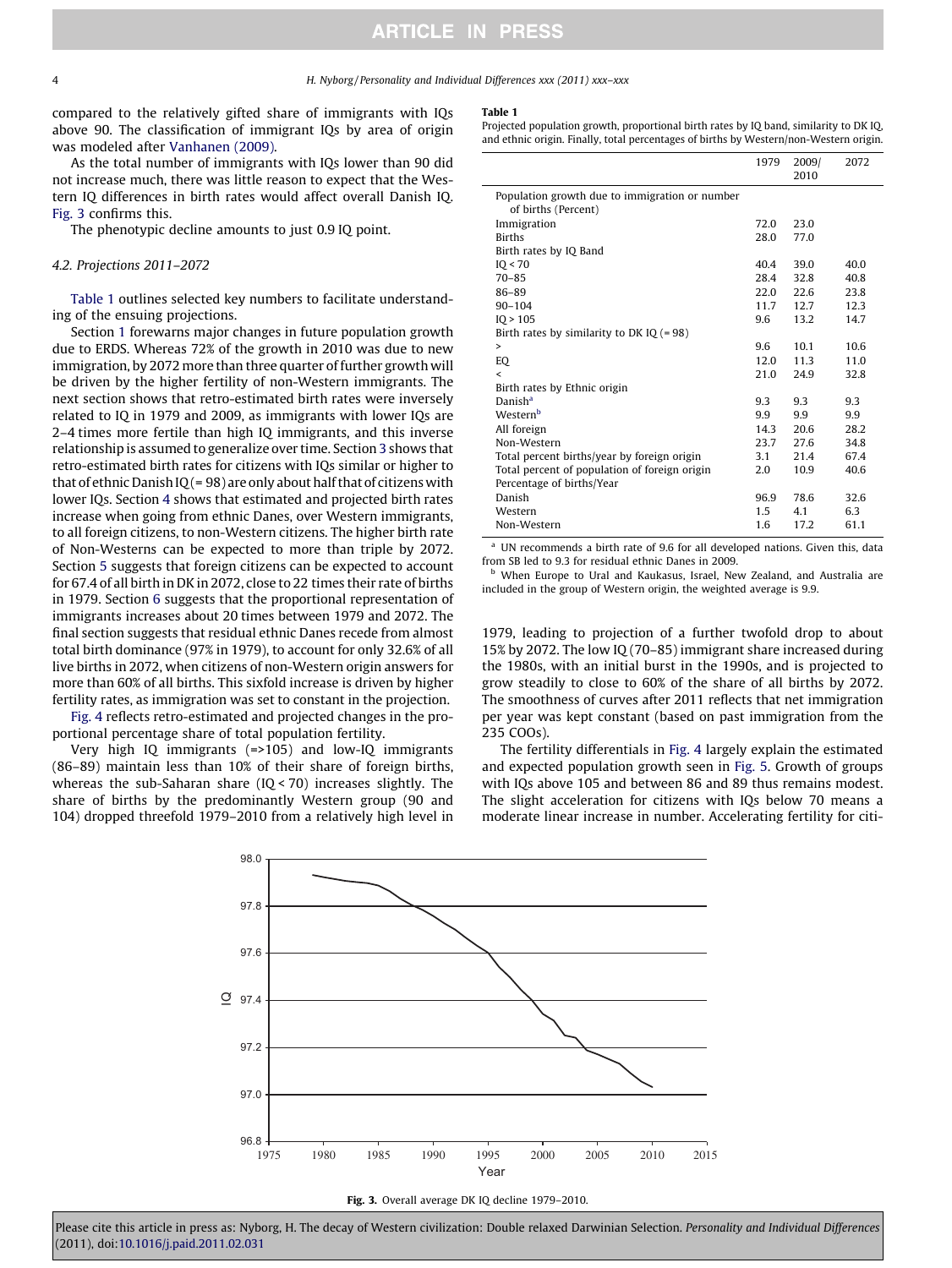compared to the relatively gifted share of immigrants with IQs above 90. The classification of immigrant IQs by area of origin was modeled after Vanhanen (2009).

As the total number of immigrants with IQs lower than 90 did not increase much, there was little reason to expect that the Western IQ differences in birth rates would affect overall Danish IQ. Fig. 3 confirms this.

The phenotypic decline amounts to just 0.9 IQ point.

### 4.2. Projections 2011–2072

Table 1 outlines selected key numbers to facilitate understanding of the ensuing projections.

Section 1 forewarns major changes in future population growth due to ERDS. Whereas 72% of the growth in 2010 was due to new immigration, by 2072 more than three quarter of further growth will be driven by the higher fertility of non-Western immigrants. The next section shows that retro-estimated birth rates were inversely related to IQ in 1979 and 2009, as immigrants with lower IQs are 2–4 times more fertile than high IQ immigrants, and this inverse relationship is assumed to generalize over time. Section 3 shows that retro-estimated birth rates for citizens with IQs similar or higher to that of ethnic Danish IQ (= 98) are only about half that of citizens with lower IQs. Section 4 shows that estimated and projected birth rates increase when going from ethnic Danes, over Western immigrants, to all foreign citizens, to non-Western citizens. The higher birth rate of Non-Westerns can be expected to more than triple by 2072. Section 5 suggests that foreign citizens can be expected to account for 67.4 of all birth in DK in 2072, close to 22 times their rate of births in 1979. Section 6 suggests that the proportional representation of immigrants increases about 20 times between 1979 and 2072. The final section suggests that residual ethnic Danes recede from almost total birth dominance (97% in 1979), to account for only 32.6% of all live births in 2072, when citizens of non-Western origin answers for more than 60% of all births. This sixfold increase is driven by higher fertility rates, as immigration was set to constant in the projection.

Fig. 4 reflects retro-estimated and projected changes in the proportional percentage share of total population fertility.

Very high IQ immigrants (=>105) and low-IQ immigrants (86–89) maintain less than 10% of their share of foreign births, whereas the sub-Saharan share (IQ < 70) increases slightly. The share of births by the predominantly Western group (90 and 104) dropped threefold 1979–2010 from a relatively high level in 1979, leading to projection of a further twofold drop to about 15% by 2072. The low IQ (70–85) immigrant share increased during the 1980s, with an initial burst in the 1990s, and is projected to grow steadily to close to 60% of the share of all births by 2072. The smoothness of curves after 2011 reflects that net immigration per year was kept constant (based on past immigration from the 235 COOs).

The fertility differentials in Fig. 4 largely explain the estimated and expected population growth seen in Fig. 5. Growth of groups with IQs above 105 and between 86 and 89 thus remains modest. The slight acceleration for citizens with IQs below 70 means a moderate linear increase in number. Accelerating fertility for citi-

**Table 1**
Projected population growth, proportional birth rates by IQ band, similarity to DK IQ, and ethnic origin. Finally, total percentages of births by Western/non-Western origin.

| | 1979 | 2009/2010 | 2072 |
|---|---|---|---|
| Population growth due to immigration or number of births (Percent) | | | |
| Immigration | 72.0 | 23.0 | |
| Births | 28.0 | 77.0 | |
| Birth rates by IQ Band | | | |
| IQ < 70 | 40.4 | 39.0 | 40.0 |
| 70–85 | 28.4 | 32.8 | 40.8 |
| 86–89 | 22.0 | 22.6 | 23.8 |
| 90–104 | 11.7 | 12.7 | 12.3 |
| IQ > 105 | 9.6 | 13.2 | 14.7 |
| Birth rates by similarity to DK IQ (= 98) | | | |
| > | 9.6 | 10.1 | 10.6 |
| EQ | 12.0 | 11.3 | 11.0 |
| < | 21.0 | 24.9 | 32.8 |
| Birth rates by Ethnic origin | | | |
| Danish[a] | 9.3 | 9.3 | 9.3 |
| Western[b] | 9.9 | 9.9 | 9.9 |
| All foreign | 14.3 | 20.6 | 28.2 |
| Non-Western | 23.7 | 27.6 | 34.8 |
| Total percent births/year by foreign origin | 3.1 | 21.4 | 67.4 |
| Total percent of population of foreign origin | 2.0 | 10.9 | 40.6 |
| Percentage of births/Year | | | |
| Danish | 96.9 | 78.6 | 32.6 |
| Western | 1.5 | 4.1 | 6.3 |
| Non-Western | 1.6 | 17.2 | 61.1 |

[a] UN recommends a birth rate of 9.6 for all developed nations. Given this, data from SB led to 9.3 for residual ethnic Danes in 2009.

[b] When Europe to Ural and Kaukasus, Israel, New Zealand, and Australia are included in the group of Western origin, the weighted average is 9.9.

Fig. 3. Overall average DK IQ decline 1979–2010.

Please cite this article in press as: Nyborg, H. The decay of Western civilization: Double relaxed Darwinian Selection. *Personality and Individual Differences* (2011), doi:10.1016/j.paid.2011.02.031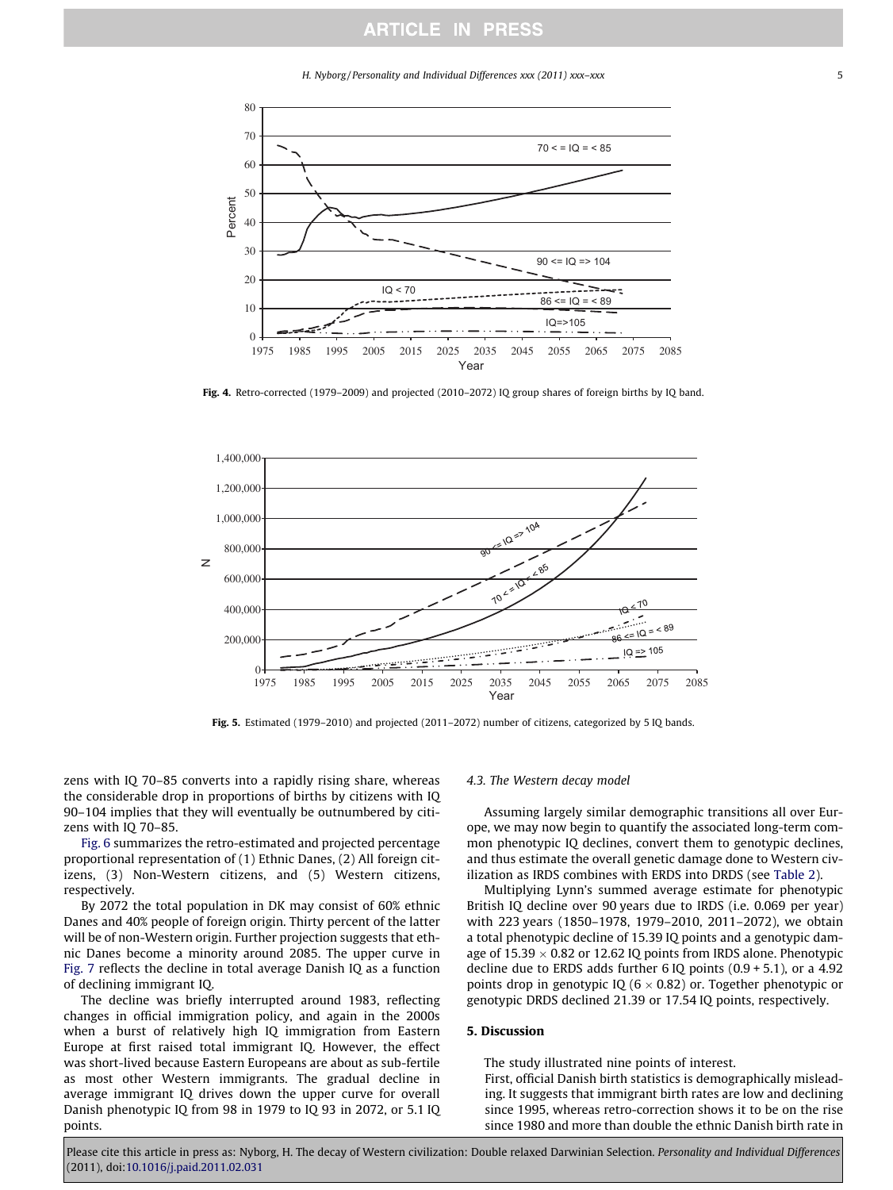Fig. 4. Retro-corrected (1979–2009) and projected (2010–2072) IQ group shares of foreign births by IQ band.

Fig. 5. Estimated (1979–2010) and projected (2011–2072) number of citizens, categorized by 5 IQ bands.

zens with IQ 70–85 converts into a rapidly rising share, whereas the considerable drop in proportions of births by citizens with IQ 90–104 implies that they will eventually be outnumbered by citizens with IQ 70–85.

Fig. 6 summarizes the retro-estimated and projected percentage proportional representation of (1) Ethnic Danes, (2) All foreign citizens, (3) Non-Western citizens, and (5) Western citizens, respectively.

By 2072 the total population in DK may consist of 60% ethnic Danes and 40% people of foreign origin. Thirty percent of the latter will be of non-Western origin. Further projection suggests that ethnic Danes become a minority around 2085. The upper curve in Fig. 7 reflects the decline in total average Danish IQ as a function of declining immigrant IQ.

The decline was briefly interrupted around 1983, reflecting changes in official immigration policy, and again in the 2000s when a burst of relatively high IQ immigration from Eastern Europe at first raised total immigrant IQ. However, the effect was short-lived because Eastern Europeans are about as sub-fertile as most other Western immigrants. The gradual decline in average immigrant IQ drives down the upper curve for overall Danish phenotypic IQ from 98 in 1979 to IQ 93 in 2072, or 5.1 IQ points.

### 4.3. The Western decay model

Assuming largely similar demographic transitions all over Europe, we may now begin to quantify the associated long-term common phenotypic IQ declines, convert them to genotypic declines, and thus estimate the overall genetic damage done to Western civilization as IRDS combines with ERDS into DRDS (see Table 2).

Multiplying Lynn's summed average estimate for phenotypic British IQ decline over 90 years due to IRDS (i.e. 0.069 per year) with 223 years (1850–1978, 1979–2010, 2011–2072), we obtain a total phenotypic decline of 15.39 IQ points and a genotypic damage of $15.39 \times 0.82$ or 12.62 IQ points from IRDS alone. Phenotypic decline due to ERDS adds further 6 IQ points (0.9 + 5.1), or a 4.92 points drop in genotypic IQ ($6 \times 0.82$) or. Together phenotypic or genotypic DRDS declined 21.39 or 17.54 IQ points, respectively.

## 5. Discussion

The study illustrated nine points of interest.

First, official Danish birth statistics is demographically misleading. It suggests that immigrant birth rates are low and declining since 1995, whereas retro-correction shows it to be on the rise since 1980 and more than double the ethnic Danish birth rate in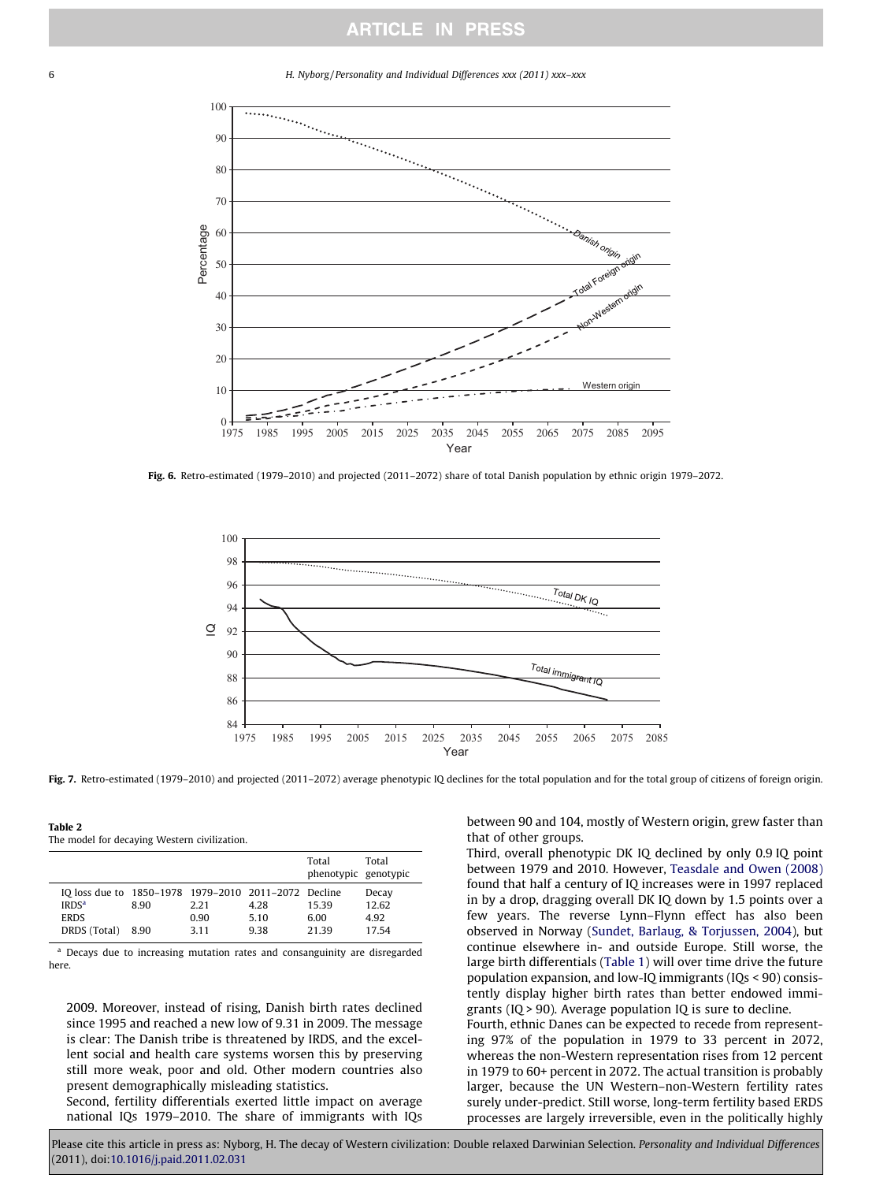Fig. 6. Retro-estimated (1979–2010) and projected (2011–2072) share of total Danish population by ethnic origin 1979–2072.

Fig. 7. Retro-estimated (1979–2010) and projected (2011–2072) average phenotypic IQ declines for the total population and for the total group of citizens of foreign origin.

**Table 2**
The model for decaying Western civilization.

| IQ loss due to | 1850–1978 | 1979–2010 | 2011–2072 | Total phenotypic Decline | Total genotypic Decay |
|---|---|---|---|---|---|
| IRDS[a] | 8.90 | 2.21 | 4.28 | 15.39 | 12.62 |
| ERDS | | 0.90 | 5.10 | 6.00 | 4.92 |
| DRDS (Total) | 8.90 | 3.11 | 9.38 | 21.39 | 17.54 |

[a] Decays due to increasing mutation rates and consanguinity are disregarded here.

2009. Moreover, instead of rising, Danish birth rates declined since 1995 and reached a new low of 9.31 in 2009. The message is clear: The Danish tribe is threatened by IRDS, and the excellent social and health care systems worsen this by preserving still more weak, poor and old. Other modern countries also present demographically misleading statistics.

Second, fertility differentials exerted little impact on average national IQs 1979–2010. The share of immigrants with IQs between 90 and 104, mostly of Western origin, grew faster than that of other groups.

Third, overall phenotypic DK IQ declined by only 0.9 IQ point between 1979 and 2010. However, Teasdale and Owen (2008) found that half a century of IQ increases were in 1997 replaced in by a drop, dragging overall DK IQ down by 1.5 points over a few years. The reverse Lynn–Flynn effect has also been observed in Norway (Sundet, Barlaug, & Torjussen, 2004), but continue elsewhere in- and outside Europe. Still worse, the large birth differentials (Table 1) will over time drive the future population expansion, and low-IQ immigrants (IQs < 90) consistently display higher birth rates than better endowed immigrants (IQ > 90). Average population IQ is sure to decline.

Fourth, ethnic Danes can be expected to recede from representing 97% of the population in 1979 to 33 percent in 2072, whereas the non-Western representation rises from 12 percent in 1979 to 60+ percent in 2072. The actual transition is probably larger, because the UN Western–non-Western fertility rates surely under-predict. Still worse, long-term fertility based ERDS processes are largely irreversible, even in the politically highly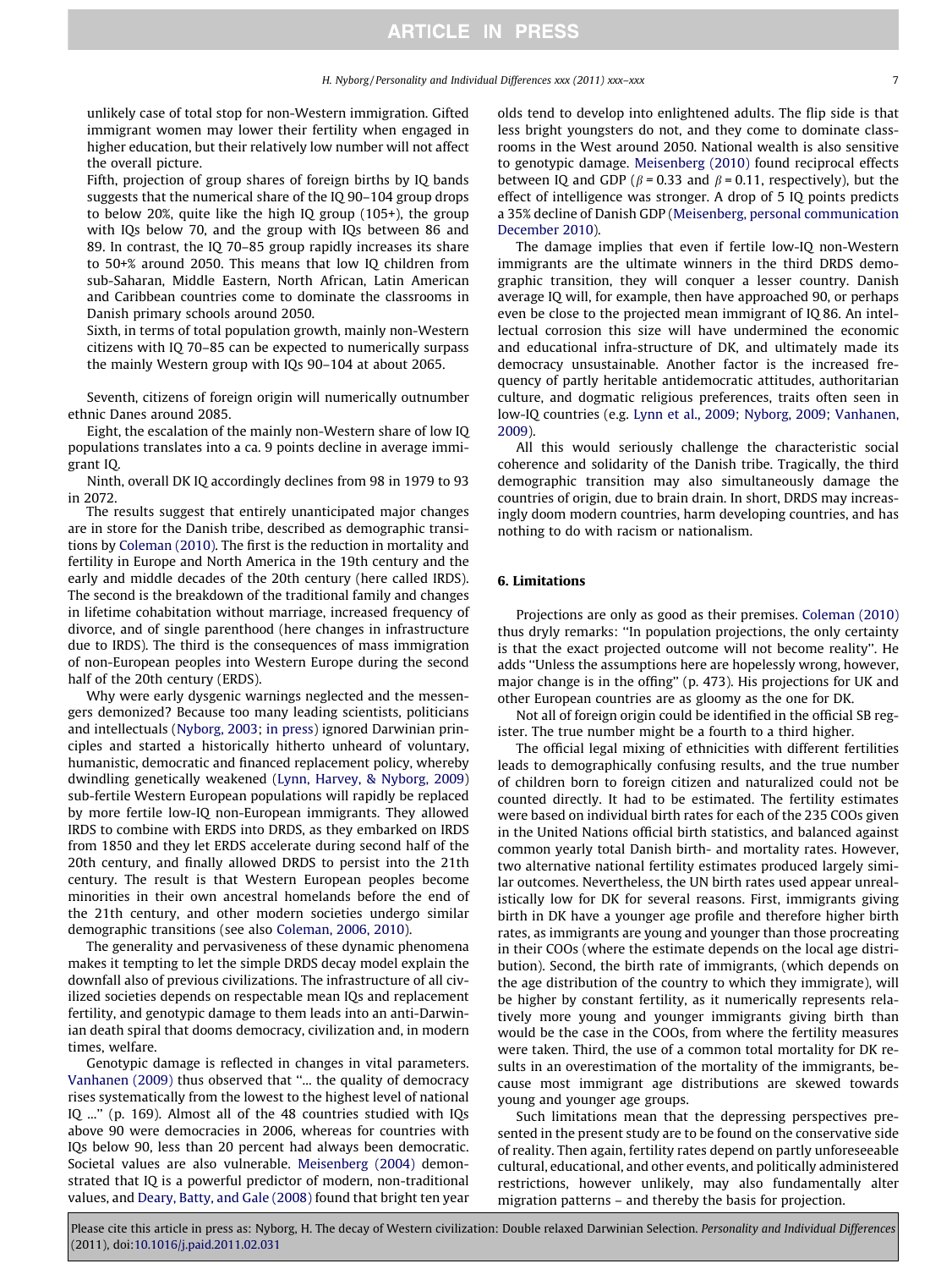unlikely case of total stop for non-Western immigration. Gifted immigrant women may lower their fertility when engaged in higher education, but their relatively low number will not affect the overall picture.

Fifth, projection of group shares of foreign births by IQ bands suggests that the numerical share of the IQ 90–104 group drops to below 20%, quite like the high IQ group (105+), the group with IQs below 70, and the group with IQs between 86 and 89. In contrast, the IQ 70–85 group rapidly increases its share to 50+% around 2050. This means that low IQ children from sub-Saharan, Middle Eastern, North African, Latin American and Caribbean countries come to dominate the classrooms in Danish primary schools around 2050.

Sixth, in terms of total population growth, mainly non-Western citizens with IQ 70–85 can be expected to numerically surpass the mainly Western group with IQs 90–104 at about 2065.

Seventh, citizens of foreign origin will numerically outnumber ethnic Danes around 2085.

Eight, the escalation of the mainly non-Western share of low IQ populations translates into a ca. 9 points decline in average immigrant IQ.

Ninth, overall DK IQ accordingly declines from 98 in 1979 to 93 in 2072.

The results suggest that entirely unanticipated major changes are in store for the Danish tribe, described as demographic transitions by Coleman (2010). The first is the reduction in mortality and fertility in Europe and North America in the 19th century and the early and middle decades of the 20th century (here called IRDS). The second is the breakdown of the traditional family and changes in lifetime cohabitation without marriage, increased frequency of divorce, and of single parenthood (here changes in infrastructure due to IRDS). The third is the consequences of mass immigration of non-European peoples into Western Europe during the second half of the 20th century (ERDS).

Why were early dysgenic warnings neglected and the messengers demonized? Because too many leading scientists, politicians and intellectuals (Nyborg, 2003; in press) ignored Darwinian principles and started a historically hitherto unheard of voluntary, humanistic, democratic and financed replacement policy, whereby dwindling genetically weakened (Lynn, Harvey, & Nyborg, 2009) sub-fertile Western European populations will rapidly be replaced by more fertile low-IQ non-European immigrants. They allowed IRDS to combine with ERDS into DRDS, as they embarked on IRDS from 1850 and they let ERDS accelerate during second half of the 20th century, and finally allowed DRDS to persist into the 21th century. The result is that Western European peoples become minorities in their own ancestral homelands before the end of the 21th century, and other modern societies undergo similar demographic transitions (see also Coleman, 2006, 2010).

The generality and pervasiveness of these dynamic phenomena makes it tempting to let the simple DRDS decay model explain the downfall also of previous civilizations. The infrastructure of all civilized societies depends on respectable mean IQs and replacement fertility, and genotypic damage to them leads into an anti-Darwinian death spiral that dooms democracy, civilization and, in modern times, welfare.

Genotypic damage is reflected in changes in vital parameters. Vanhanen (2009) thus observed that "... the quality of democracy rises systematically from the lowest to the highest level of national IQ ..." (p. 169). Almost all of the 48 countries studied with IQs above 90 were democracies in 2006, whereas for countries with IQs below 90, less than 20 percent had always been democratic. Societal values are also vulnerable. Meisenberg (2004) demonstrated that IQ is a powerful predictor of modern, non-traditional values, and Deary, Batty, and Gale (2008) found that bright ten year olds tend to develop into enlightened adults. The flip side is that less bright youngsters do not, and they come to dominate classrooms in the West around 2050. National wealth is also sensitive to genotypic damage. Meisenberg (2010) found reciprocal effects between IQ and GDP ($\beta = 0.33$ and $\beta = 0.11$, respectively), but the effect of intelligence was stronger. A drop of 5 IQ points predicts a 35% decline of Danish GDP (Meisenberg, personal communication December 2010).

The damage implies that even if fertile low-IQ non-Western immigrants are the ultimate winners in the third DRDS demographic transition, they will conquer a lesser country. Danish average IQ will, for example, then have approached 90, or perhaps even be close to the projected mean immigrant of IQ 86. An intellectual corrosion this size will have undermined the economic and educational infra-structure of DK, and ultimately made its democracy unsustainable. Another factor is the increased frequency of partly heritable antidemocratic attitudes, authoritarian culture, and dogmatic religious preferences, traits often seen in low-IQ countries (e.g. Lynn et al., 2009; Nyborg, 2009; Vanhanen, 2009).

All this would seriously challenge the characteristic social coherence and solidarity of the Danish tribe. Tragically, the third demographic transition may also simultaneously damage the countries of origin, due to brain drain. In short, DRDS may increasingly doom modern countries, harm developing countries, and has nothing to do with racism or nationalism.

## 6. Limitations

Projections are only as good as their premises. Coleman (2010) thus dryly remarks: "In population projections, the only certainty is that the exact projected outcome will not become reality". He adds "Unless the assumptions here are hopelessly wrong, however, major change is in the offing" (p. 473). His projections for UK and other European countries are as gloomy as the one for DK.

Not all of foreign origin could be identified in the official SB register. The true number might be a fourth to a third higher.

The official legal mixing of ethnicities with different fertilities leads to demographically confusing results, and the true number of children born to foreign citizen and naturalized could not be counted directly. It had to be estimated. The fertility estimates were based on individual birth rates for each of the 235 COOs given in the United Nations official birth statistics, and balanced against common yearly total Danish birth- and mortality rates. However, two alternative national fertility estimates produced largely similar outcomes. Nevertheless, the UN birth rates used appear unrealistically low for DK for several reasons. First, immigrants giving birth in DK have a younger age profile and therefore higher birth rates, as immigrants are young and younger than those procreating in their COOs (where the estimate depends on the local age distribution). Second, the birth rate of immigrants, (which depends on the age distribution of the country to which they immigrate), will be higher by constant fertility, as it numerically represents relatively more young and younger immigrants giving birth than would be the case in the COOs, from where the fertility measures were taken. Third, the use of a common total mortality for DK results in an overestimation of the mortality of the immigrants, because most immigrant age distributions are skewed towards young and younger age groups.

Such limitations mean that the depressing perspectives presented in the present study are to be found on the conservative side of reality. Then again, fertility rates depend on partly unforeseeable cultural, educational, and other events, and politically administered restrictions, however unlikely, may also fundamentally alter migration patterns – and thereby the basis for projection.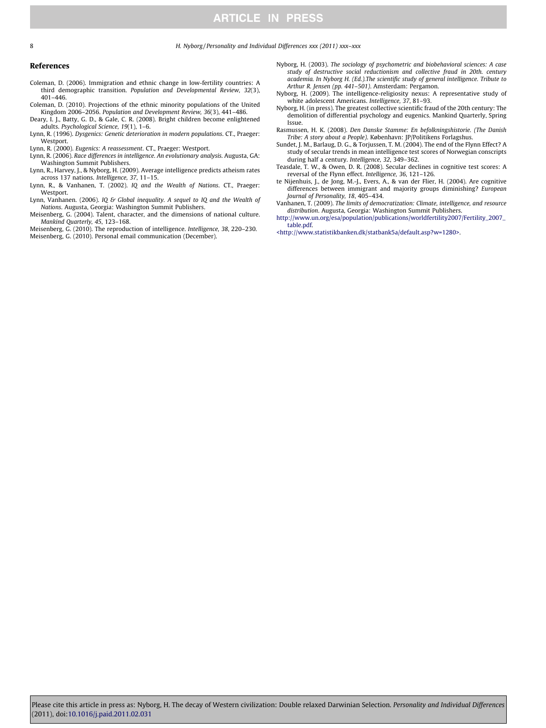## References

Coleman, D. (2006). Immigration and ethnic change in low-fertility countries: A third demographic transition. *Population and Developmental Review, 32*(3), 401–446.

Coleman, D. (2010). Projections of the ethnic minority populations of the United Kingdom 2006–2056. *Population and Development Review, 36*(3), 441–486.

Deary, I. J., Batty, G. D., & Gale, C. R. (2008). Bright children become enlightened adults. *Psychological Science, 19*(1), 1–6.

Lynn, R. (1996). *Dysgenics: Genetic deterioration in modern populations*. CT., Praeger: Westport.

Lynn, R. (2000). *Eugenics: A reassessment*. CT., Praeger: Westport.

Lynn, R. (2006). *Race differences in intelligence. An evolutionary analysis*. Augusta, GA: Washington Summit Publishers.

Lynn, R., Harvey, J., & Nyborg, H. (2009). Average intelligence predicts atheism rates across 137 nations. *Intelligence, 37*, 11–15.

Lynn, R., & Vanhanen, T. (2002). *IQ and the Wealth of Nations*. CT., Praeger: Westport.

Lynn, Vanhanen. (2006). *IQ & Global inequality. A sequel to IQ and the Wealth of Nations*. Augusta, Georgia: Washington Summit Publishers.

Meisenberg, G. (2004). Talent, character, and the dimensions of national culture. *Mankind Quarterly, 45*, 123–168.

Meisenberg, G. (2010). The reproduction of intelligence. *Intelligence, 38*, 220–230.

Meisenberg, G. (2010). Personal email communication (December).

Nyborg, H. (2003). *The sociology of psychometric and biobehavioral sciences: A case study of destructive social reductionism and collective fraud in 20th. century academia. In Nyborg H. (Ed.).The scientific study of general intelligence. Tribute to Arthur R. Jensen (pp. 441–501)*. Amsterdam: Pergamon.

Nyborg, H. (2009). The intelligence-religiosity nexus: A representative study of white adolescent Americans. *Intelligence, 37*, 81–93.

Nyborg, H. (in press). The greatest collective scientific fraud of the 20th century: The demolition of differential psychology and eugenics. Mankind Quarterly, Spring Issue.

Rasmussen, H. K. (2008). *Den Danske Stamme: En befolkningshistorie. (The Danish Tribe: A story about a People)*. København: JP/Politikens Forlagshus.

Sundet, J. M., Barlaug, D. G., & Torjussen, T. M. (2004). The end of the Flynn Effect? A study of secular trends in mean intelligence test scores of Norwegian conscripts during half a century. *Intelligence, 32*, 349–362.

Teasdale, T. W., & Owen, D. R. (2008). Secular declines in cognitive test scores: A reversal of the Flynn effect. *Intelligence, 36*, 121–126.

te Nijenhuis, J., de Jong, M.-J., Evers, A., & van der Flier, H. (2004). Are cognitive differences between immigrant and majority groups diminishing? *European Journal of Personality, 18*, 405–434.

Vanhanen, T. (2009). *The limits of democratization: Climate, intelligence, and resource distribution*. Augusta, Georgia: Washington Summit Publishers.

http://www.un.org/esa/population/publications/worldfertility2007/Fertility_2007_table.pdf.

<http://www.statistikbanken.dk/statbank5a/default.asp?w=1280>.

Please cite this article in press as: Nyborg, H. The decay of Western civilization: Double relaxed Darwinian Selection. *Personality and Individual Differences* (2011), doi:10.1016/j.paid.2011.02.031